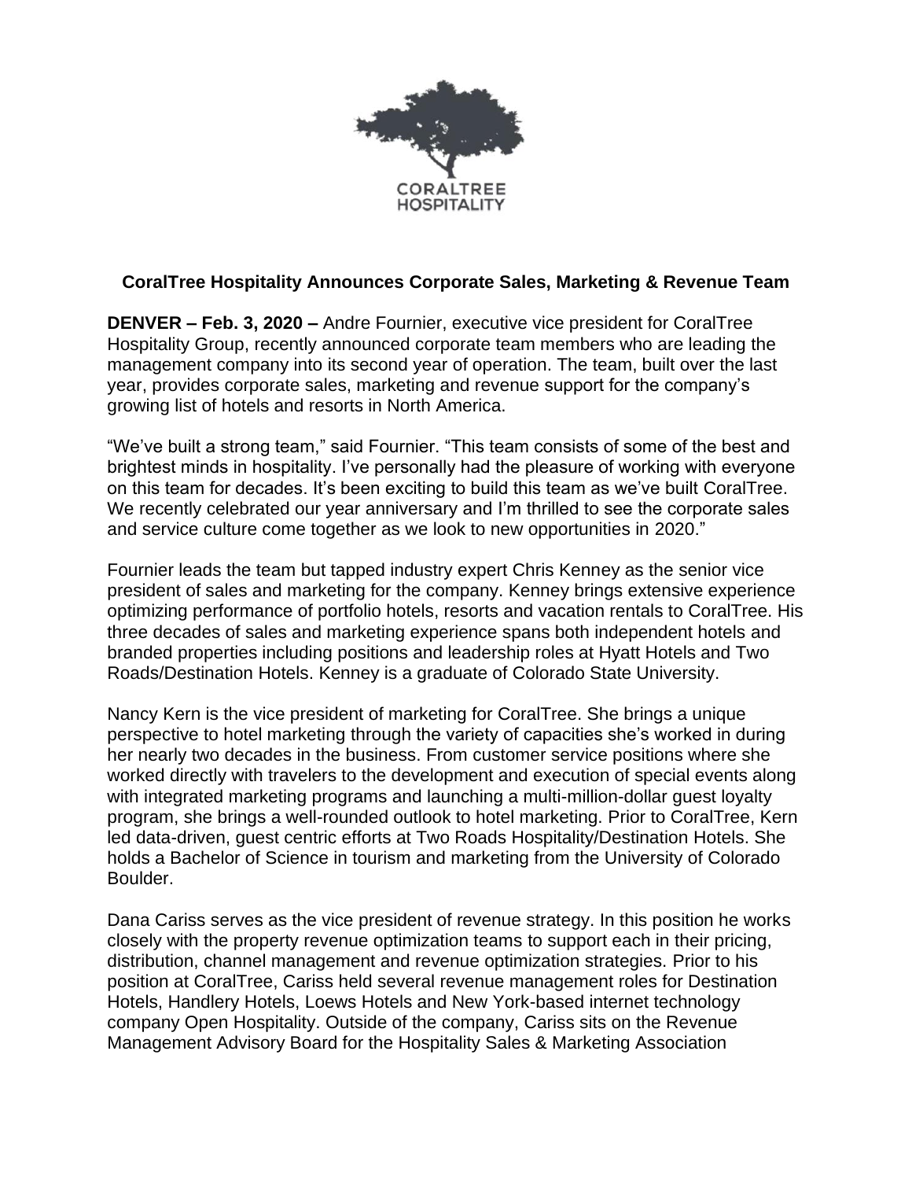CORALTREE HOSPITALITY

**CoralTree Hospitality Announces Corporate Sales, Marketing & Revenue Team**

**DENVER – Feb. 3, 2020 –** Andre Fournier, executive vice president for CoralTree Hospitality Group, recently announced corporate team members who are leading the management company into its second year of operation. The team, built over the last year, provides corporate sales, marketing and revenue support for the company's growing list of hotels and resorts in North America.

"We've built a strong team," said Fournier. "This team consists of some of the best and brightest minds in hospitality. I've personally had the pleasure of working with everyone on this team for decades. It's been exciting to build this team as we've built CoralTree. We recently celebrated our year anniversary and I'm thrilled to see the corporate sales and service culture come together as we look to new opportunities in 2020."

Fournier leads the team but tapped industry expert Chris Kenney as the senior vice president of sales and marketing for the company. Kenney brings extensive experience optimizing performance of portfolio hotels, resorts and vacation rentals to CoralTree. His three decades of sales and marketing experience spans both independent hotels and branded properties including positions and leadership roles at Hyatt Hotels and Two Roads/Destination Hotels. Kenney is a graduate of Colorado State University.

Nancy Kern is the vice president of marketing for CoralTree. She brings a unique perspective to hotel marketing through the variety of capacities she's worked in during her nearly two decades in the business. From customer service positions where she worked directly with travelers to the development and execution of special events along with integrated marketing programs and launching a multi-million-dollar guest loyalty program, she brings a well-rounded outlook to hotel marketing. Prior to CoralTree, Kern led data-driven, guest centric efforts at Two Roads Hospitality/Destination Hotels. She holds a Bachelor of Science in tourism and marketing from the University of Colorado Boulder.

Dana Cariss serves as the vice president of revenue strategy. In this position he works closely with the property revenue optimization teams to support each in their pricing, distribution, channel management and revenue optimization strategies. Prior to his position at CoralTree, Cariss held several revenue management roles for Destination Hotels, Handlery Hotels, Loews Hotels and New York-based internet technology company Open Hospitality. Outside of the company, Cariss sits on the Revenue Management Advisory Board for the Hospitality Sales & Marketing Association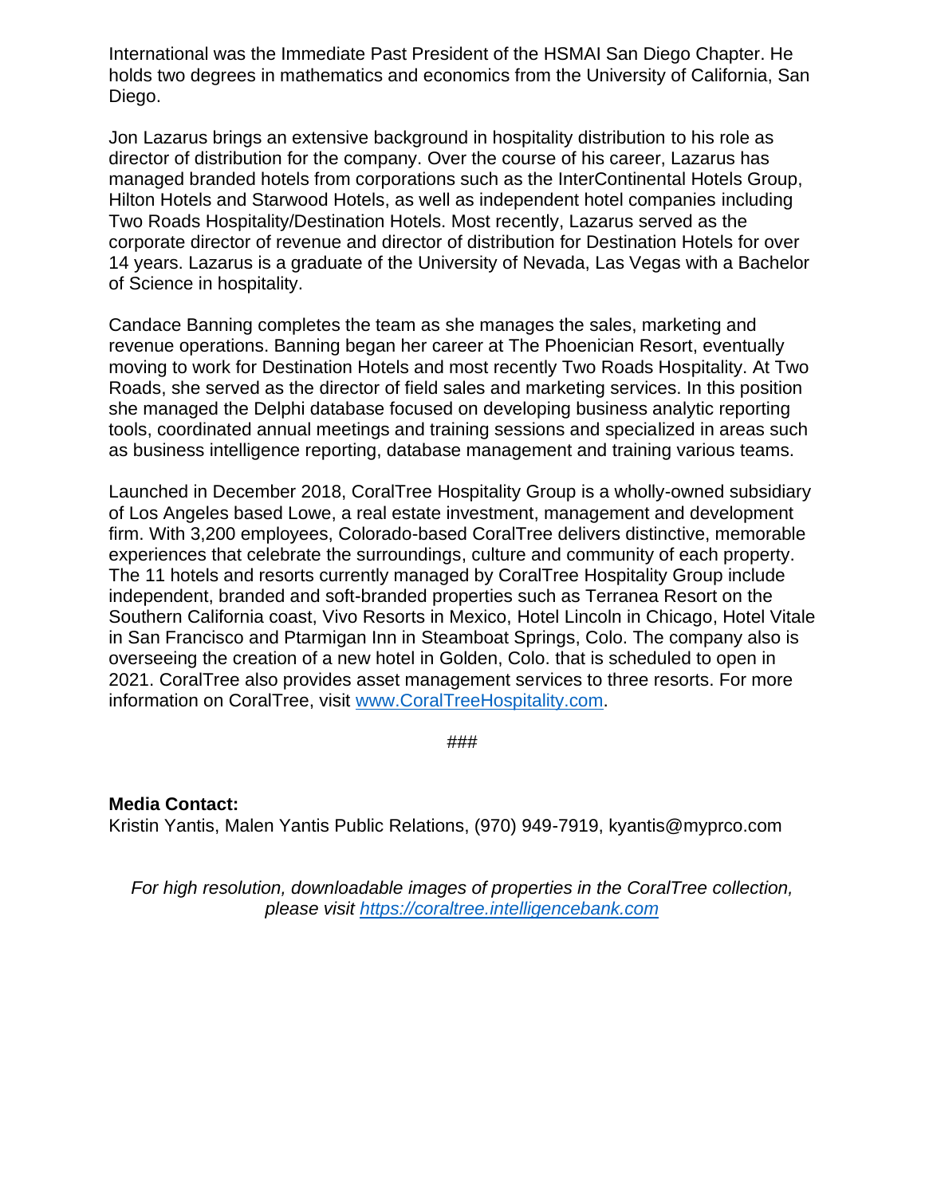International was the Immediate Past President of the HSMAI San Diego Chapter. He holds two degrees in mathematics and economics from the University of California, San Diego.

Jon Lazarus brings an extensive background in hospitality distribution to his role as director of distribution for the company. Over the course of his career, Lazarus has managed branded hotels from corporations such as the InterContinental Hotels Group, Hilton Hotels and Starwood Hotels, as well as independent hotel companies including Two Roads Hospitality/Destination Hotels. Most recently, Lazarus served as the corporate director of revenue and director of distribution for Destination Hotels for over 14 years. Lazarus is a graduate of the University of Nevada, Las Vegas with a Bachelor of Science in hospitality.

Candace Banning completes the team as she manages the sales, marketing and revenue operations. Banning began her career at The Phoenician Resort, eventually moving to work for Destination Hotels and most recently Two Roads Hospitality. At Two Roads, she served as the director of field sales and marketing services. In this position she managed the Delphi database focused on developing business analytic reporting tools, coordinated annual meetings and training sessions and specialized in areas such as business intelligence reporting, database management and training various teams.

Launched in December 2018, CoralTree Hospitality Group is a wholly-owned subsidiary of Los Angeles based Lowe, a real estate investment, management and development firm. With 3,200 employees, Colorado-based CoralTree delivers distinctive, memorable experiences that celebrate the surroundings, culture and community of each property. The 11 hotels and resorts currently managed by CoralTree Hospitality Group include independent, branded and soft-branded properties such as Terranea Resort on the Southern California coast, Vivo Resorts in Mexico, Hotel Lincoln in Chicago, Hotel Vitale in San Francisco and Ptarmigan Inn in Steamboat Springs, Colo. The company also is overseeing the creation of a new hotel in Golden, Colo. that is scheduled to open in 2021. CoralTree also provides asset management services to three resorts. For more information on CoralTree, visit [www.CoralTreeHospitality.com](http://www.CoralTreeHospitality.com).

###

**Media Contact:**
Kristin Yantis, Malen Yantis Public Relations, (970) 949-7919, kyantis@myprco.com

*For high resolution, downloadable images of properties in the CoralTree collection, please visit [https://coraltree.intelligencebank.com](https://coraltree.intelligencebank.com)*